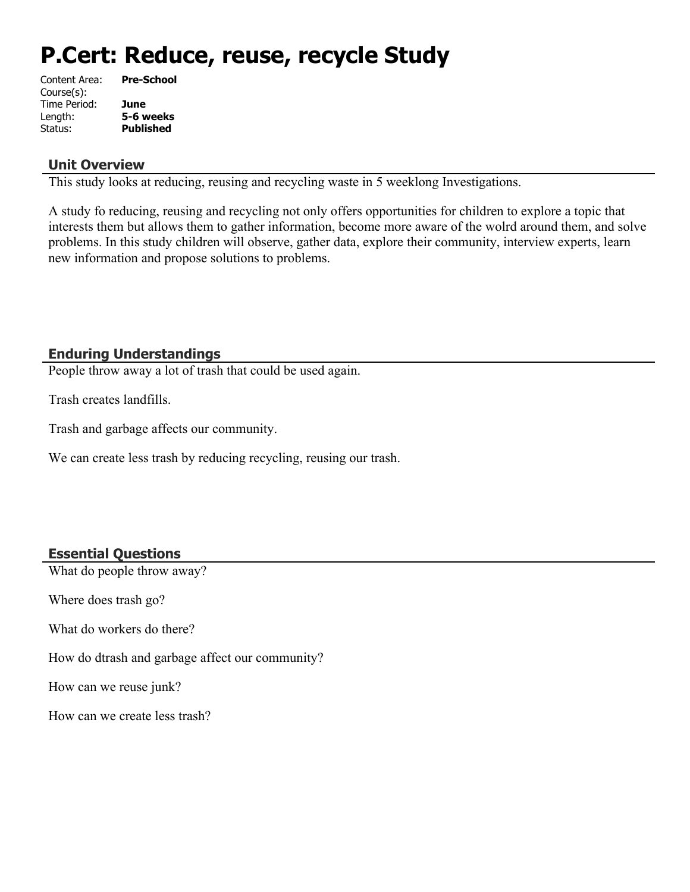# P.Cert: Reduce, reuse, recycle Study

| | |
|---|---|
| Content Area: | **Pre-School** |
| Course(s): | |
| Time Period: | **June** |
| Length: | **5-6 weeks** |
| Status: | **Published** |

## Unit Overview

This study looks at reducing, reusing and recycling waste in 5 weeklong Investigations.

A study fo reducing, reusing and recycling not only offers opportunities for children to explore a topic that interests them but allows them to gather information, become more aware of the wolrd around them, and solve problems. In this study children will observe, gather data, explore their community, interview experts, learn new information and propose solutions to problems.

## Enduring Understandings

People throw away a lot of trash that could be used again.

Trash creates landfills.

Trash and garbage affects our community.

We can create less trash by reducing recycling, reusing our trash.

## Essential Questions

What do people throw away?

Where does trash go?

What do workers do there?

How do dtrash and garbage affect our community?

How can we reuse junk?

How can we create less trash?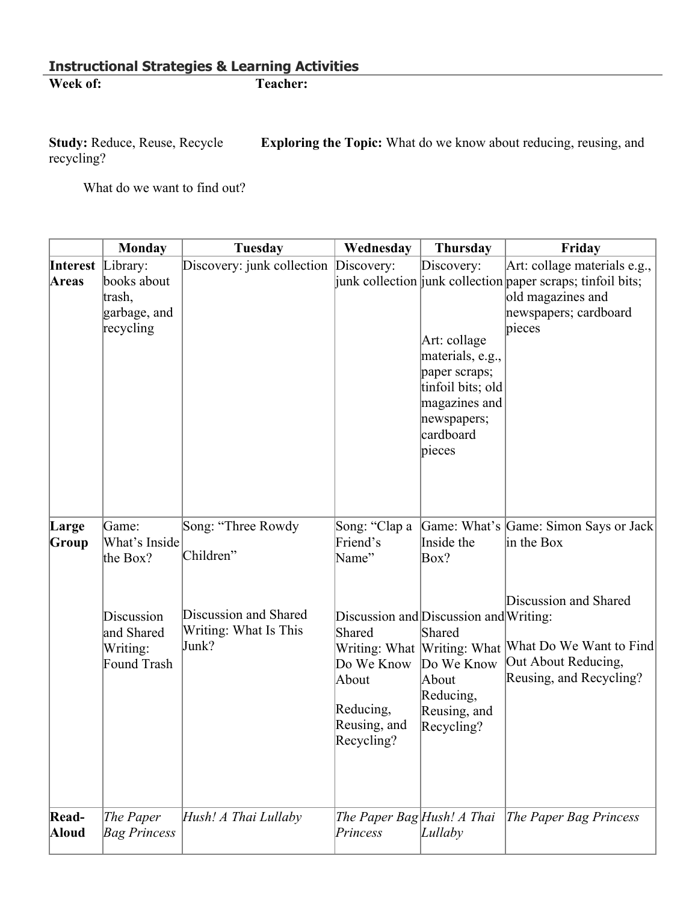## Instructional Strategies & Learning Activities

**Week of:** **Teacher:**

**Study:** Reduce, Reuse, Recycle **Exploring the Topic:** What do we know about reducing, reusing, and recycling?

What do we want to find out?

| | Monday | Tuesday | Wednesday | Thursday | Friday |
|---|---|---|---|---|---|
| **Interest Areas** | Library: books about trash, garbage, and recycling | Discovery: junk collection | Discovery: junk collection | Discovery: junk collection<br><br>Art: collage materials, e.g., paper scraps; tinfoil bits; old magazines and newspapers; cardboard pieces | Art: collage materials e.g., paper scraps; tinfoil bits; old magazines and newspapers; cardboard pieces |
| **Large Group** | Game: What's Inside the Box?<br><br>Discussion and Shared Writing: Found Trash | Song: "Three Rowdy Children"<br><br>Discussion and Shared Writing: What Is This Junk? | Song: "Clap a Friend's Name"<br><br>Discussion and Shared Writing: What Do We Know About Reducing, Reusing, and Recycling? | Game: What's Inside the Box?<br><br>Discussion and Shared Writing: What Do We Know About Reducing, Reusing, and Recycling? | Game: Simon Says or Jack in the Box<br><br>Discussion and Shared Writing:<br><br>What Do We Want to Find Out About Reducing, Reusing, and Recycling? |
| **Read-Aloud** | *The Paper Bag Princess* | *Hush! A Thai Lullaby* | *The Paper Bag Princess* | *Hush! A Thai Lullaby* | *The Paper Bag Princess* |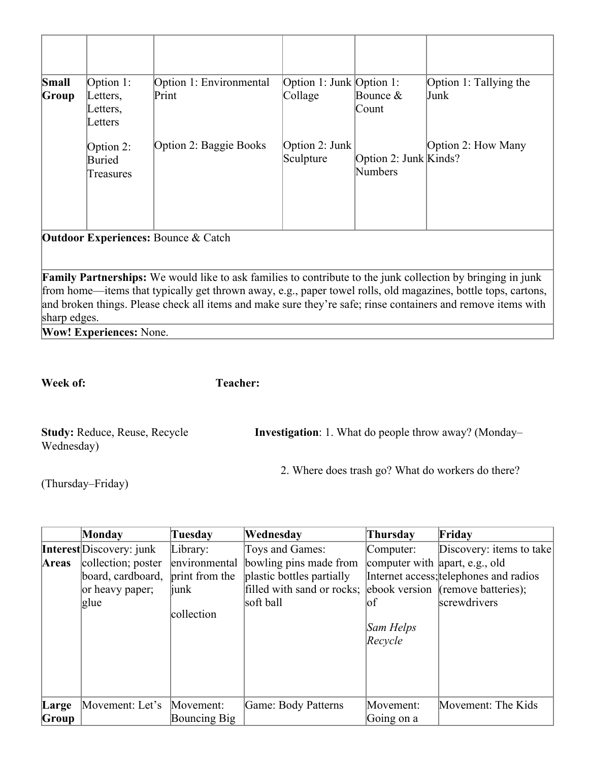| | | | | | |
|---|---|---|---|---|---|
| | | | | | |
| **Small Group** | Option 1: Letters, Letters, Letters<br><br>Option 2: Buried Treasures | Option 1: Environmental Print<br><br>Option 2: Baggie Books | Option 1: Junk Collage<br><br>Option 2: Junk Sculpture | Option 1: Bounce & Count<br><br>Option 2: Junk Numbers | Option 1: Tallying the Junk<br><br>Option 2: How Many Kinds? |
| **Outdoor Experiences:** Bounce & Catch | | | | | |
| **Family Partnerships:** We would like to ask families to contribute to the junk collection by bringing in junk from home—items that typically get thrown away, e.g., paper towel rolls, old magazines, bottle tops, cartons, and broken things. Please check all items and make sure they're safe; rinse containers and remove items with sharp edges. | | | | | |
| **Wow! Experiences:** None. | | | | | |

**Week of:** **Teacher:**

**Study:** Reduce, Reuse, Recycle

**Investigation**: 1. What do people throw away? (Monday–Wednesday)

2. Where does trash go? What do workers do there? (Thursday–Friday)

| | Monday | Tuesday | Wednesday | Thursday | Friday |
|---|---|---|---|---|---|
| **Interest Areas** | Discovery: junk collection; poster board, cardboard, or heavy paper; glue | Library: environmental print from the junk collection | Toys and Games: bowling pins made from plastic bottles partially filled with sand or rocks; soft ball | Computer: computer with Internet access; ebook version of *Sam Helps Recycle* | Discovery: items to take apart, e.g., old telephones and radios (remove batteries); screwdrivers |
| **Large Group** | Movement: Let's | Movement: Bouncing Big | Game: Body Patterns | Movement: Going on a | Movement: The Kids |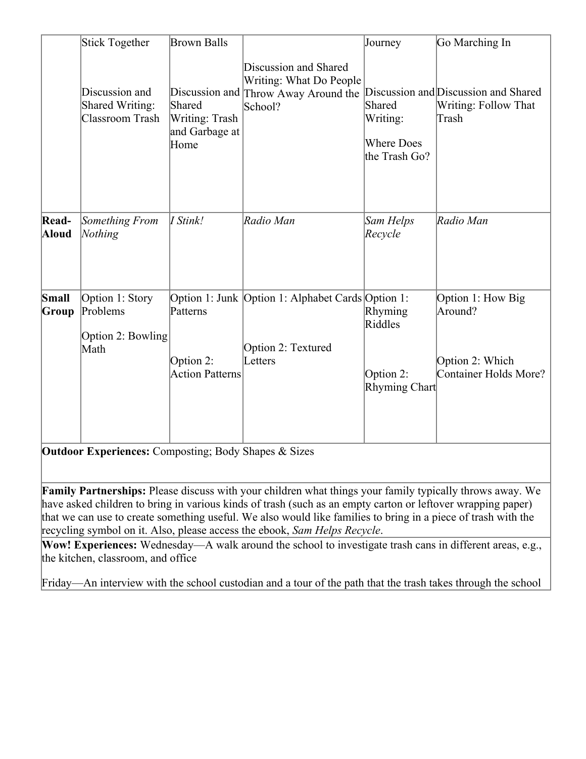| | | | | | |
|---|---|---|---|---|---|
| | Stick Together<br><br>Discussion and Shared Writing: Classroom Trash | Brown Balls<br><br>Discussion and Shared Writing: Trash and Garbage at Home | Discussion and Shared Writing: What Do People Throw Away Around the School? | Journey<br><br>Discussion and Shared Writing:<br><br>Where Does the Trash Go? | Go Marching In<br><br>Discussion and Shared Writing: Follow That Trash |
| **Read-Aloud** | *Something From Nothing* | *I Stink!* | *Radio Man* | *Sam Helps Recycle* | *Radio Man* |
| **Small Group** | Option 1: Story Problems<br><br>Option 2: Bowling Math | Option 1: Junk Patterns<br><br>Option 2: Action Patterns | Option 1: Alphabet Cards<br><br>Option 2: Textured Letters | Option 1: Rhyming Riddles<br><br>Option 2: Rhyming Chart | Option 1: How Big Around?<br><br>Option 2: Which Container Holds More? |

**Outdoor Experiences:** Composting; Body Shapes & Sizes

**Family Partnerships:** Please discuss with your children what things your family typically throws away. We have asked children to bring in various kinds of trash (such as an empty carton or leftover wrapping paper) that we can use to create something useful. We also would like families to bring in a piece of trash with the recycling symbol on it. Also, please access the ebook, *Sam Helps Recycle*.

**Wow! Experiences:** Wednesday—A walk around the school to investigate trash cans in different areas, e.g., the kitchen, classroom, and office

Friday—An interview with the school custodian and a tour of the path that the trash takes through the school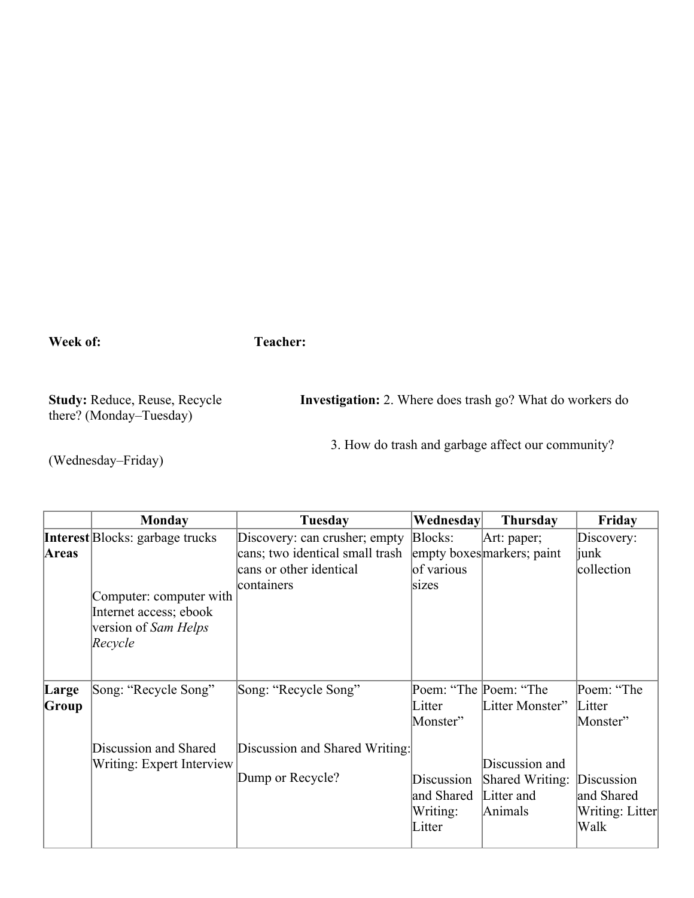**Week of:** **Teacher:**

**Study:** Reduce, Reuse, Recycle **Investigation:** 2. Where does trash go? What do workers do there? (Monday–Tuesday)

3. How do trash and garbage affect our community? (Wednesday–Friday)

| | Monday | Tuesday | Wednesday | Thursday | Friday |
|---|---|---|---|---|---|
| **Interest Areas** | Blocks: garbage trucks<br><br>Computer: computer with Internet access; ebook version of *Sam Helps Recycle* | Discovery: can crusher; empty cans; two identical small trash cans or other identical containers | Blocks: empty boxes of various sizes | Art: paper; markers; paint | Discovery: junk collection |
| **Large Group** | Song: “Recycle Song”<br><br>Discussion and Shared Writing: Expert Interview | Song: “Recycle Song”<br><br>Discussion and Shared Writing:<br><br>Dump or Recycle? | Poem: “The Litter Monster”<br><br>Discussion and Shared Writing: Litter | Poem: “The Litter Monster”<br><br>Discussion and Shared Writing: Litter and Animals | Poem: “The Litter Monster”<br><br>Discussion and Shared Writing: Litter Walk |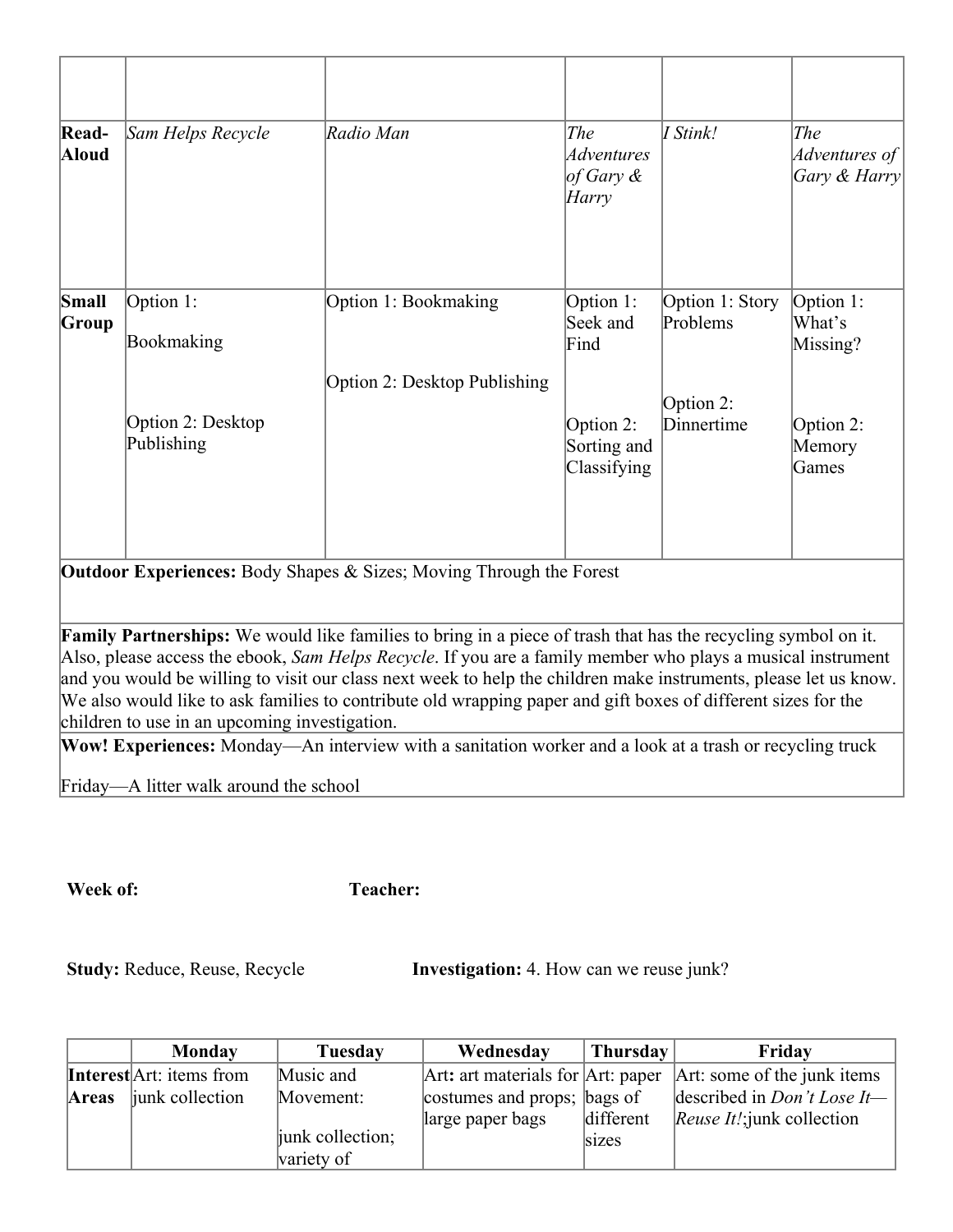| | | | | | |
|---|---|---|---|---|---|
| | | | | | |
| **Read-Aloud** | *Sam Helps Recycle* | *Radio Man* | *The Adventures of Gary & Harry* | *I Stink!* | *The Adventures of Gary & Harry* |
| **Small Group** | Option 1: Bookmaking<br><br>Option 2: Desktop Publishing | Option 1: Bookmaking<br><br>Option 2: Desktop Publishing | Option 1: Seek and Find<br><br>Option 2: Sorting and Classifying | Option 1: Story Problems<br><br>Option 2: Dinnertime | Option 1: What's Missing?<br><br>Option 2: Memory Games |
| **Outdoor Experiences:** Body Shapes & Sizes; Moving Through the Forest | | | | | |
| **Family Partnerships:** We would like families to bring in a piece of trash that has the recycling symbol on it. Also, please access the ebook, *Sam Helps Recycle*. If you are a family member who plays a musical instrument and you would be willing to visit our class next week to help the children make instruments, please let us know. We also would like to ask families to contribute old wrapping paper and gift boxes of different sizes for the children to use in an upcoming investigation. | | | | | |
| **Wow! Experiences:** Monday—An interview with a sanitation worker and a look at a trash or recycling truck<br><br>Friday—A litter walk around the school | | | | | |

**Week of:** **Teacher:**

**Study:** Reduce, Reuse, Recycle **Investigation:** 4. How can we reuse junk?

| | Monday | Tuesday | Wednesday | Thursday | Friday |
|---|---|---|---|---|---|
| **Interest Areas** | Art: items from junk collection | Music and Movement:<br><br>junk collection; variety of | Art: art materials for costumes and props; large paper bags | Art: paper bags of different sizes | Art: some of the junk items described in *Don't Lose It—Reuse It!*;junk collection |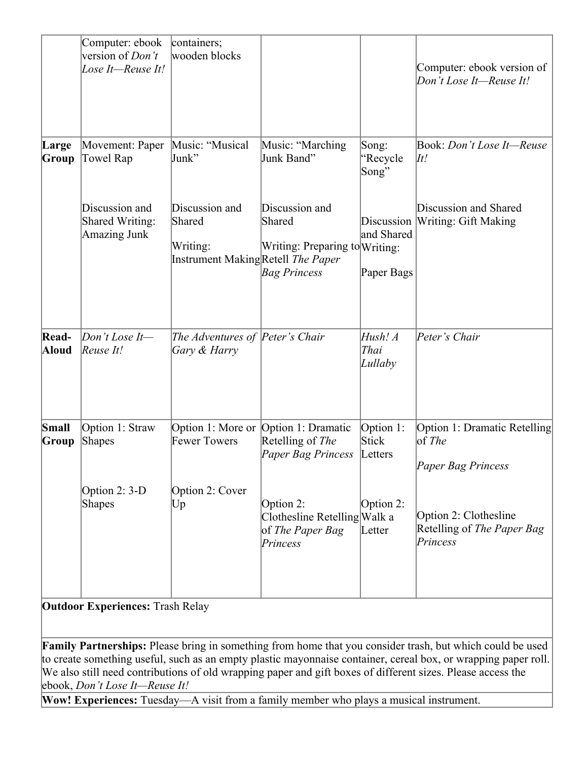| | | | | | |
|---|---|---|---|---|---|
| | Computer: ebook version of *Don't Lose It—Reuse It!* | containers; wooden blocks | | | Computer: ebook version of *Don't Lose It—Reuse It!* |
| **Large Group** | Movement: Paper Towel Rap<br><br>Discussion and Shared Writing: Amazing Junk | Music: "Musical Junk"<br><br>Discussion and Shared Writing: Instrument Making | Music: "Marching Junk Band"<br><br>Discussion and Shared Writing: Preparing to Retell *The Paper Bag Princess* | Song: "Recycle Song"<br><br>Discussion and Shared Writing: Paper Bags | Book: *Don't Lose It—Reuse It!*<br><br>Discussion and Shared Writing: Gift Making |
| **Read-Aloud** | *Don't Lose It—Reuse It!* | *The Adventures of Gary & Harry* | *Peter's Chair* | *Hush! A Thai Lullaby* | *Peter's Chair* |
| **Small Group** | Option 1: Straw Shapes<br><br>Option 2: 3-D Shapes | Option 1: More or Fewer Towers<br><br>Option 2: Cover Up | Option 1: Dramatic Retelling of *The Paper Bag Princess*<br><br>Option 2: Clothesline Retelling of *The Paper Bag Princess* | Option 1: Stick Letters<br><br>Option 2: Walk a Letter | Option 1: Dramatic Retelling of *The Paper Bag Princess*<br><br>Option 2: Clothesline Retelling of *The Paper Bag Princess* |

**Outdoor Experiences:** Trash Relay

**Family Partnerships:** Please bring in something from home that you consider trash, but which could be used to create something useful, such as an empty plastic mayonnaise container, cereal box, or wrapping paper roll. We also still need contributions of old wrapping paper and gift boxes of different sizes. Please access the ebook, *Don't Lose It—Reuse It!*

**Wow! Experiences:** Tuesday—A visit from a family member who plays a musical instrument.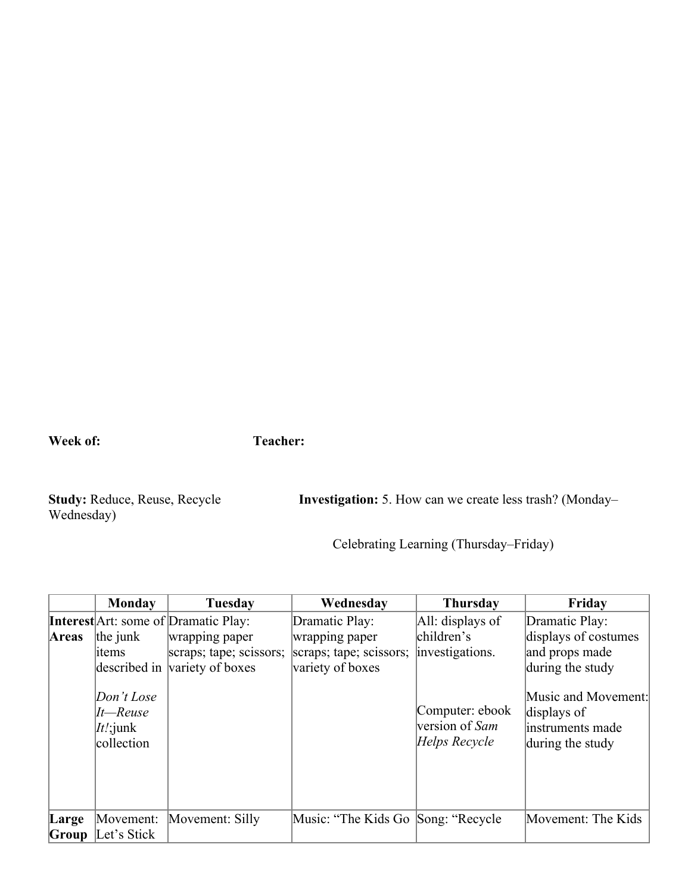**Week of:** **Teacher:**

**Study:** Reduce, Reuse, Recycle **Investigation:** 5. How can we create less trash? (Monday–Wednesday)

Celebrating Learning (Thursday–Friday)

| | Monday | Tuesday | Wednesday | Thursday | Friday |
|---|---|---|---|---|---|
| **Interest Areas** | Art: some of the junk items described in *Don't Lose It—Reuse It!*;junk collection | Dramatic Play: wrapping paper scraps; tape; scissors; variety of boxes | Dramatic Play: wrapping paper scraps; tape; scissors; variety of boxes | All: displays of children's investigations.<br><br>Computer: ebook version of *Sam Helps Recycle* | Dramatic Play: displays of costumes and props made during the study<br><br>Music and Movement: displays of instruments made during the study |
| **Large Group** | Movement: Let's Stick | Movement: Silly | Music: "The Kids Go | Song: "Recycle | Movement: The Kids |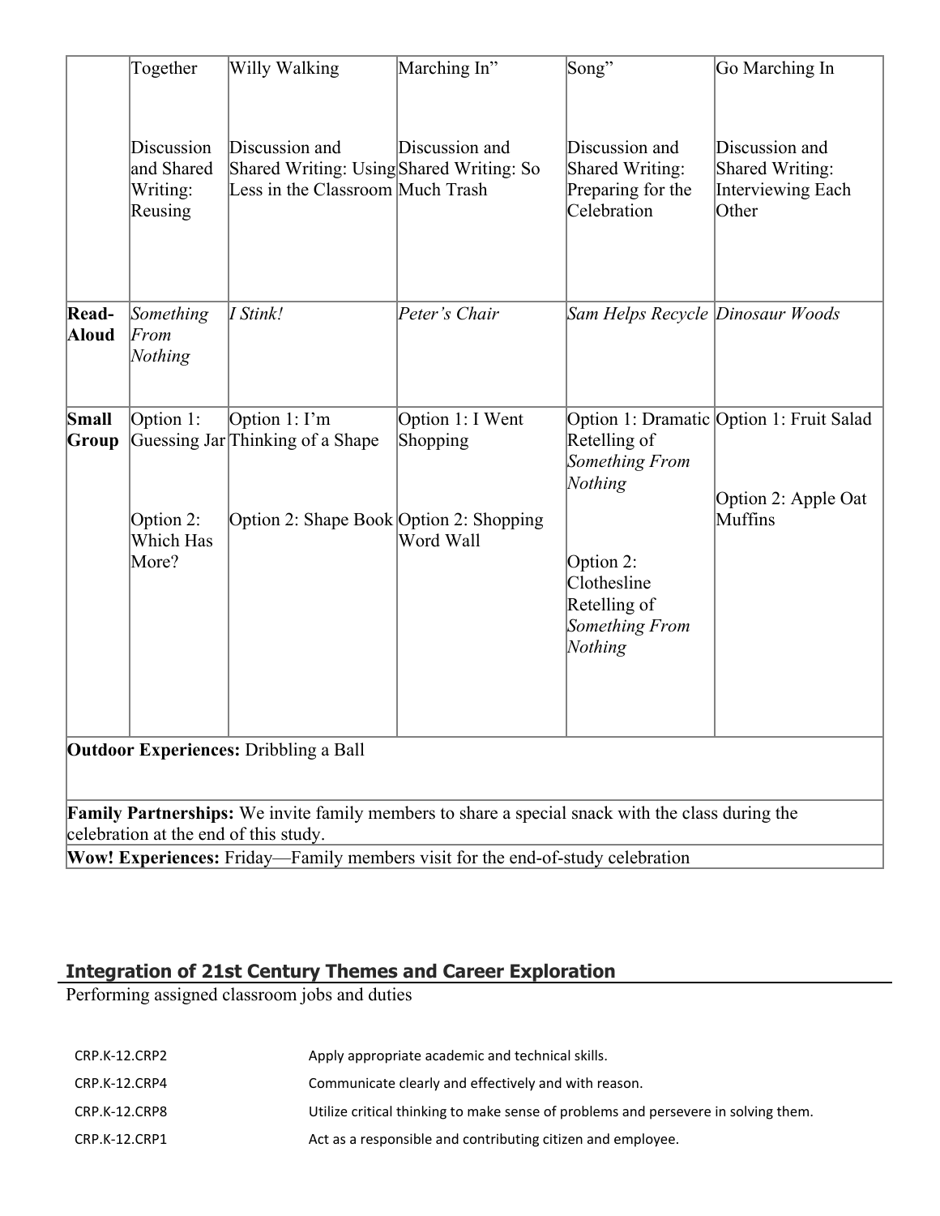| | | | | | |
|---|---|---|---|---|---|
| | Together<br><br>Discussion and Shared Writing: Reusing | Willy Walking<br><br>Discussion and Shared Writing: Using Less in the Classroom | Marching In"<br><br>Discussion and Shared Writing: So Much Trash | Song"<br><br>Discussion and Shared Writing: Preparing for the Celebration | Go Marching In<br><br>Discussion and Shared Writing: Interviewing Each Other |
| **Read-Aloud** | *Something From Nothing* | *I Stink!* | *Peter's Chair* | *Sam Helps Recycle* | *Dinosaur Woods* |
| **Small Group** | Option 1: Guessing Jar<br><br>Option 2: Which Has More? | Option 1: I'm Thinking of a Shape<br><br>Option 2: Shape Book | Option 1: I Went Shopping<br><br>Option 2: Shopping Word Wall | Option 1: Dramatic Retelling of *Something From Nothing*<br><br>Option 2: Clothesline Retelling of *Something From Nothing* | Option 1: Fruit Salad<br><br>Option 2: Apple Oat Muffins |
| **Outdoor Experiences:** Dribbling a Ball | | | | | |
| **Family Partnerships:** We invite family members to share a special snack with the class during the celebration at the end of this study. | | | | | |
| **Wow! Experiences:** Friday—Family members visit for the end-of-study celebration | | | | | |

## Integration of 21st Century Themes and Career Exploration

Performing assigned classroom jobs and duties

| | |
|---|---|
| CRP.K-12.CRP2 | Apply appropriate academic and technical skills. |
| CRP.K-12.CRP4 | Communicate clearly and effectively and with reason. |
| CRP.K-12.CRP8 | Utilize critical thinking to make sense of problems and persevere in solving them. |
| CRP.K-12.CRP1 | Act as a responsible and contributing citizen and employee. |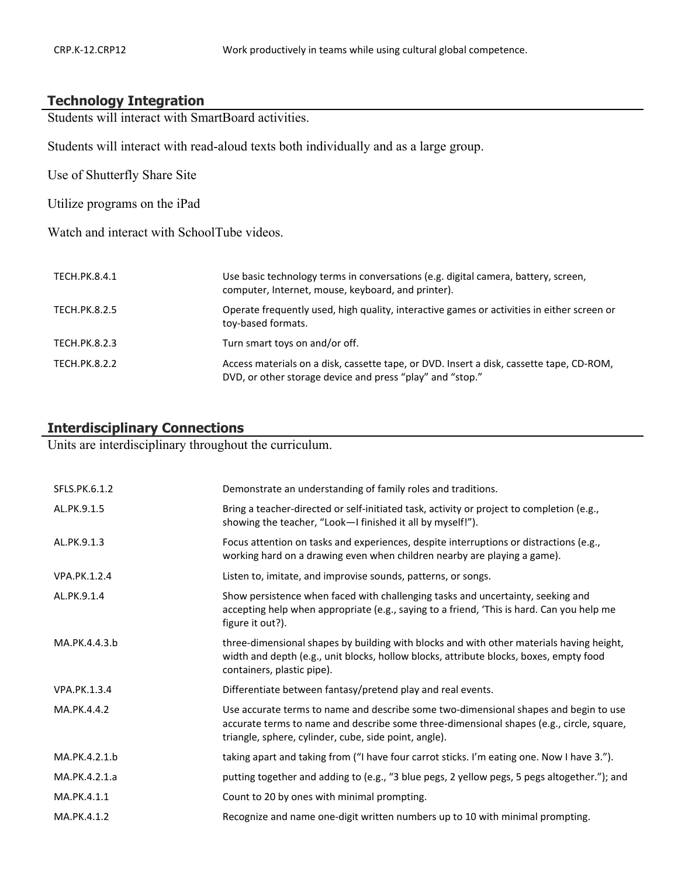| | |
|---|---|
| CRP.K-12.CRP12 | Work productively in teams while using cultural global competence. |

## Technology Integration

Students will interact with SmartBoard activities.

Students will interact with read-aloud texts both individually and as a large group.

Use of Shutterfly Share Site

Utilize programs on the iPad

Watch and interact with SchoolTube videos.

| | |
|---|---|
| TECH.PK.8.4.1 | Use basic technology terms in conversations (e.g. digital camera, battery, screen, computer, Internet, mouse, keyboard, and printer). |
| TECH.PK.8.2.5 | Operate frequently used, high quality, interactive games or activities in either screen or toy-based formats. |
| TECH.PK.8.2.3 | Turn smart toys on and/or off. |
| TECH.PK.8.2.2 | Access materials on a disk, cassette tape, or DVD. Insert a disk, cassette tape, CD-ROM, DVD, or other storage device and press "play" and "stop." |

## Interdisciplinary Connections

Units are interdisciplinary throughout the curriculum.

| | |
|---|---|
| SFLS.PK.6.1.2 | Demonstrate an understanding of family roles and traditions. |
| AL.PK.9.1.5 | Bring a teacher-directed or self-initiated task, activity or project to completion (e.g., showing the teacher, "Look—I finished it all by myself!"). |
| AL.PK.9.1.3 | Focus attention on tasks and experiences, despite interruptions or distractions (e.g., working hard on a drawing even when children nearby are playing a game). |
| VPA.PK.1.2.4 | Listen to, imitate, and improvise sounds, patterns, or songs. |
| AL.PK.9.1.4 | Show persistence when faced with challenging tasks and uncertainty, seeking and accepting help when appropriate (e.g., saying to a friend, 'This is hard. Can you help me figure it out?). |
| MA.PK.4.4.3.b | three-dimensional shapes by building with blocks and with other materials having height, width and depth (e.g., unit blocks, hollow blocks, attribute blocks, boxes, empty food containers, plastic pipe). |
| VPA.PK.1.3.4 | Differentiate between fantasy/pretend play and real events. |
| MA.PK.4.4.2 | Use accurate terms to name and describe some two-dimensional shapes and begin to use accurate terms to name and describe some three-dimensional shapes (e.g., circle, square, triangle, sphere, cylinder, cube, side point, angle). |
| MA.PK.4.2.1.b | taking apart and taking from ("I have four carrot sticks. I'm eating one. Now I have 3."). |
| MA.PK.4.2.1.a | putting together and adding to (e.g., "3 blue pegs, 2 yellow pegs, 5 pegs altogether."); and |
| MA.PK.4.1.1 | Count to 20 by ones with minimal prompting. |
| MA.PK.4.1.2 | Recognize and name one-digit written numbers up to 10 with minimal prompting. |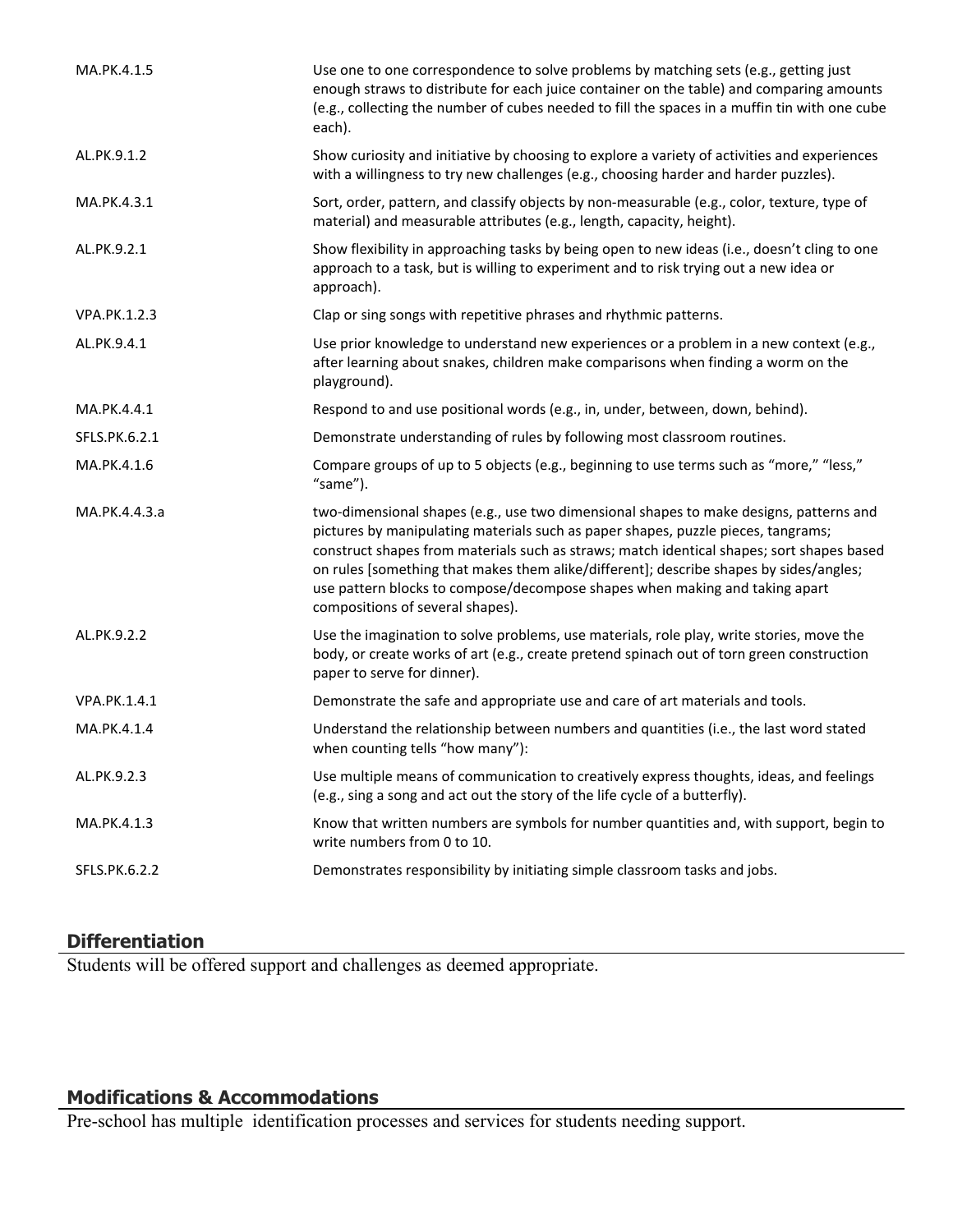| | |
|---|---|
| MA.PK.4.1.5 | Use one to one correspondence to solve problems by matching sets (e.g., getting just enough straws to distribute for each juice container on the table) and comparing amounts (e.g., collecting the number of cubes needed to fill the spaces in a muffin tin with one cube each). |
| AL.PK.9.1.2 | Show curiosity and initiative by choosing to explore a variety of activities and experiences with a willingness to try new challenges (e.g., choosing harder and harder puzzles). |
| MA.PK.4.3.1 | Sort, order, pattern, and classify objects by non-measurable (e.g., color, texture, type of material) and measurable attributes (e.g., length, capacity, height). |
| AL.PK.9.2.1 | Show flexibility in approaching tasks by being open to new ideas (i.e., doesn't cling to one approach to a task, but is willing to experiment and to risk trying out a new idea or approach). |
| VPA.PK.1.2.3 | Clap or sing songs with repetitive phrases and rhythmic patterns. |
| AL.PK.9.4.1 | Use prior knowledge to understand new experiences or a problem in a new context (e.g., after learning about snakes, children make comparisons when finding a worm on the playground). |
| MA.PK.4.4.1 | Respond to and use positional words (e.g., in, under, between, down, behind). |
| SFLS.PK.6.2.1 | Demonstrate understanding of rules by following most classroom routines. |
| MA.PK.4.1.6 | Compare groups of up to 5 objects (e.g., beginning to use terms such as "more," "less," "same"). |
| MA.PK.4.4.3.a | two-dimensional shapes (e.g., use two dimensional shapes to make designs, patterns and pictures by manipulating materials such as paper shapes, puzzle pieces, tangrams; construct shapes from materials such as straws; match identical shapes; sort shapes based on rules [something that makes them alike/different]; describe shapes by sides/angles; use pattern blocks to compose/decompose shapes when making and taking apart compositions of several shapes). |
| AL.PK.9.2.2 | Use the imagination to solve problems, use materials, role play, write stories, move the body, or create works of art (e.g., create pretend spinach out of torn green construction paper to serve for dinner). |
| VPA.PK.1.4.1 | Demonstrate the safe and appropriate use and care of art materials and tools. |
| MA.PK.4.1.4 | Understand the relationship between numbers and quantities (i.e., the last word stated when counting tells "how many"): |
| AL.PK.9.2.3 | Use multiple means of communication to creatively express thoughts, ideas, and feelings (e.g., sing a song and act out the story of the life cycle of a butterfly). |
| MA.PK.4.1.3 | Know that written numbers are symbols for number quantities and, with support, begin to write numbers from 0 to 10. |
| SFLS.PK.6.2.2 | Demonstrates responsibility by initiating simple classroom tasks and jobs. |

## Differentiation

Students will be offered support and challenges as deemed appropriate.

## Modifications & Accommodations

Pre-school has multiple identification processes and services for students needing support.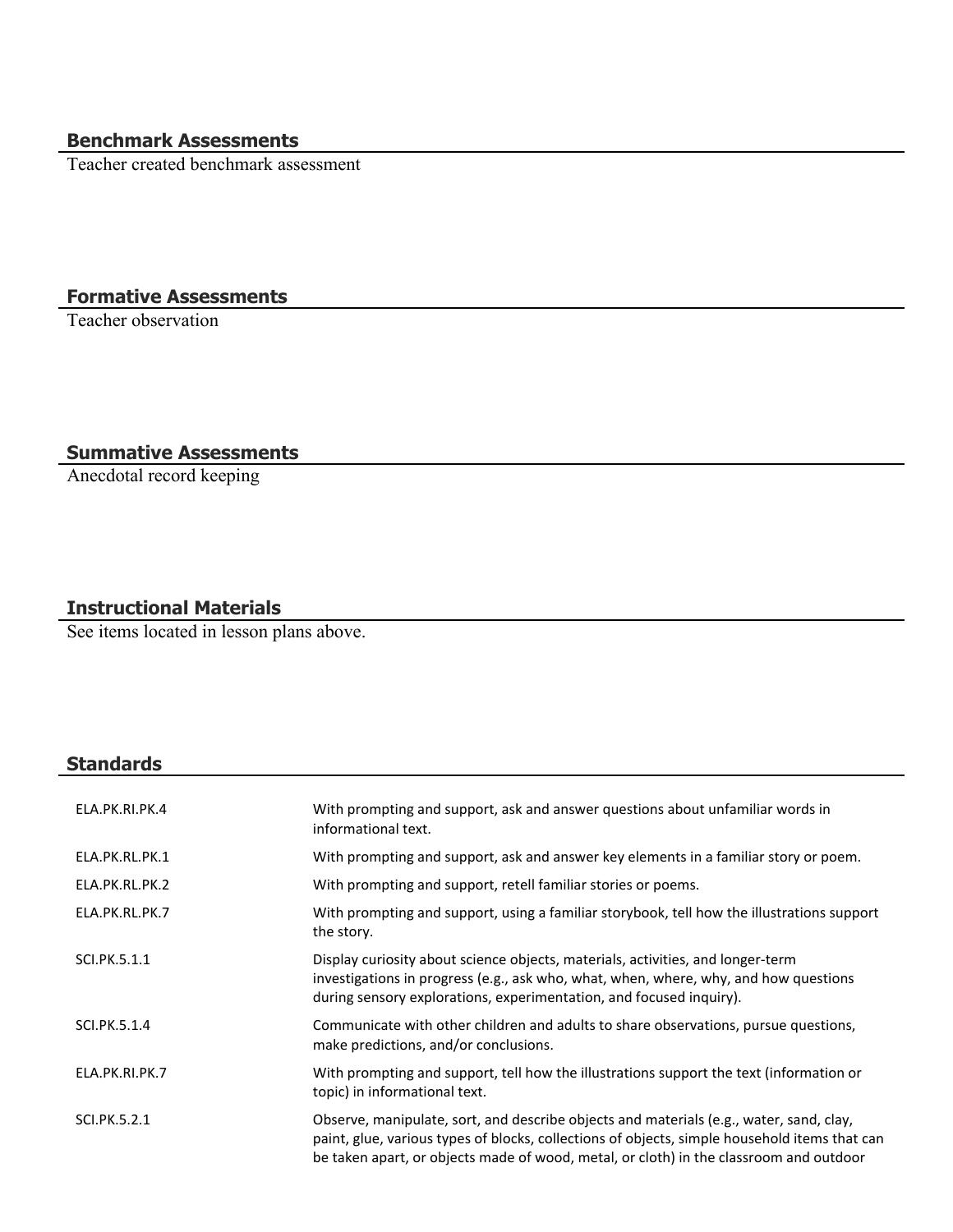## Benchmark Assessments

Teacher created benchmark assessment

## Formative Assessments

Teacher observation

## Summative Assessments

Anecdotal record keeping

## Instructional Materials

See items located in lesson plans above.

## Standards

| | |
|---|---|
| ELA.PK.RI.PK.4 | With prompting and support, ask and answer questions about unfamiliar words in informational text. |
| ELA.PK.RL.PK.1 | With prompting and support, ask and answer key elements in a familiar story or poem. |
| ELA.PK.RL.PK.2 | With prompting and support, retell familiar stories or poems. |
| ELA.PK.RL.PK.7 | With prompting and support, using a familiar storybook, tell how the illustrations support the story. |
| SCI.PK.5.1.1 | Display curiosity about science objects, materials, activities, and longer-term investigations in progress (e.g., ask who, what, when, where, why, and how questions during sensory explorations, experimentation, and focused inquiry). |
| SCI.PK.5.1.4 | Communicate with other children and adults to share observations, pursue questions, make predictions, and/or conclusions. |
| ELA.PK.RI.PK.7 | With prompting and support, tell how the illustrations support the text (information or topic) in informational text. |
| SCI.PK.5.2.1 | Observe, manipulate, sort, and describe objects and materials (e.g., water, sand, clay, paint, glue, various types of blocks, collections of objects, simple household items that can be taken apart, or objects made of wood, metal, or cloth) in the classroom and outdoor |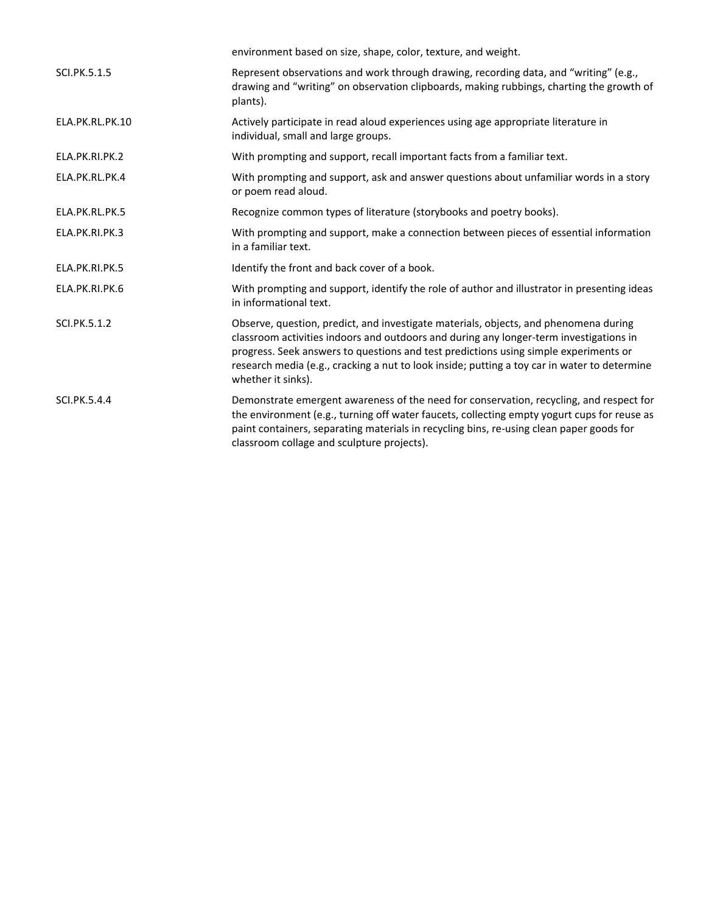| | |
|---|---|
| | environment based on size, shape, color, texture, and weight. |
| SCI.PK.5.1.5 | Represent observations and work through drawing, recording data, and "writing" (e.g., drawing and "writing" on observation clipboards, making rubbings, charting the growth of plants). |
| ELA.PK.RL.PK.10 | Actively participate in read aloud experiences using age appropriate literature in individual, small and large groups. |
| ELA.PK.RI.PK.2 | With prompting and support, recall important facts from a familiar text. |
| ELA.PK.RL.PK.4 | With prompting and support, ask and answer questions about unfamiliar words in a story or poem read aloud. |
| ELA.PK.RL.PK.5 | Recognize common types of literature (storybooks and poetry books). |
| ELA.PK.RI.PK.3 | With prompting and support, make a connection between pieces of essential information in a familiar text. |
| ELA.PK.RI.PK.5 | Identify the front and back cover of a book. |
| ELA.PK.RI.PK.6 | With prompting and support, identify the role of author and illustrator in presenting ideas in informational text. |
| SCI.PK.5.1.2 | Observe, question, predict, and investigate materials, objects, and phenomena during classroom activities indoors and outdoors and during any longer-term investigations in progress. Seek answers to questions and test predictions using simple experiments or research media (e.g., cracking a nut to look inside; putting a toy car in water to determine whether it sinks). |
| SCI.PK.5.4.4 | Demonstrate emergent awareness of the need for conservation, recycling, and respect for the environment (e.g., turning off water faucets, collecting empty yogurt cups for reuse as paint containers, separating materials in recycling bins, re-using clean paper goods for classroom collage and sculpture projects). |